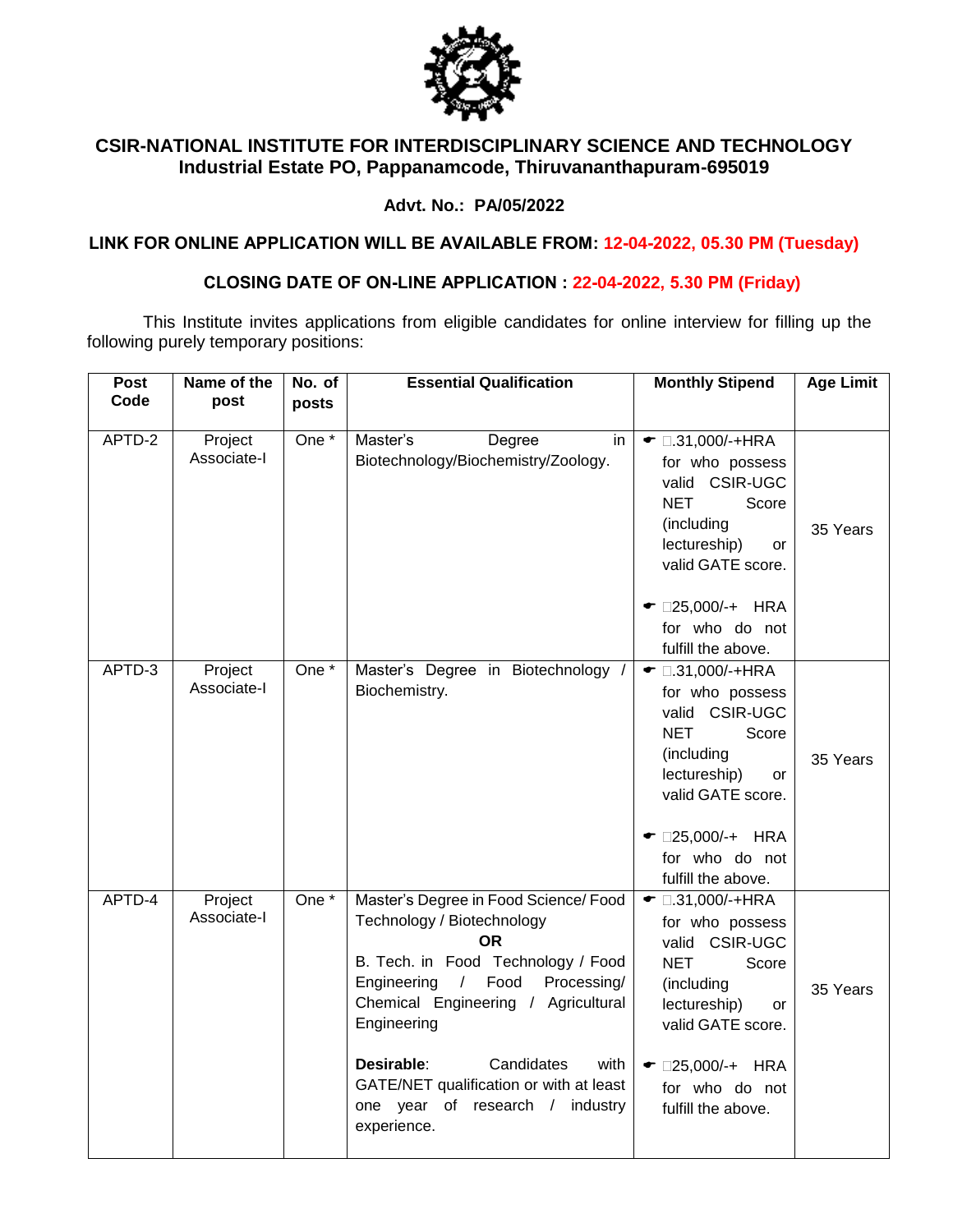# CSIR-NATIONAL INSTITUTE FOR INTERDISCIPLINARY SCIENCE AND TECHNOLOGY
## Industrial Estate PO, Pappanamcode, Thiruvananthapuram-695019

**Advt. No.: PA/05/2022**

**LINK FOR ONLINE APPLICATION WILL BE AVAILABLE FROM: 12-04-2022, 05.30 PM (Tuesday)**

**CLOSING DATE OF ON-LINE APPLICATION : 22-04-2022, 5.30 PM (Friday)**

This Institute invites applications from eligible candidates for online interview for filling up the following purely temporary positions:

| Post Code | Name of the post | No. of posts | Essential Qualification | Monthly Stipend | Age Limit |
|---|---|---|---|---|---|
| APTD-2 | Project Associate-I | One * | Master's Degree in Biotechnology/Biochemistry/Zoology. | • ₹.31,000/-+HRA for who possess valid CSIR-UGC NET Score (including lectureship) or valid GATE score.<br>• ₹25,000/-+ HRA for who do not fulfill the above. | 35 Years |
| APTD-3 | Project Associate-I | One * | Master's Degree in Biotechnology / Biochemistry. | • ₹.31,000/-+HRA for who possess valid CSIR-UGC NET Score (including lectureship) or valid GATE score.<br>• ₹25,000/-+ HRA for who do not fulfill the above. | 35 Years |
| APTD-4 | Project Associate-I | One * | Master's Degree in Food Science/ Food Technology / Biotechnology<br>**OR**<br>B. Tech. in Food Technology / Food Engineering / Food Processing/ Chemical Engineering / Agricultural Engineering<br>**Desirable**: Candidates with GATE/NET qualification or with at least one year of research / industry experience. | • ₹.31,000/-+HRA for who possess valid CSIR-UGC NET Score (including lectureship) or valid GATE score.<br>• ₹25,000/-+ HRA for who do not fulfill the above. | 35 Years |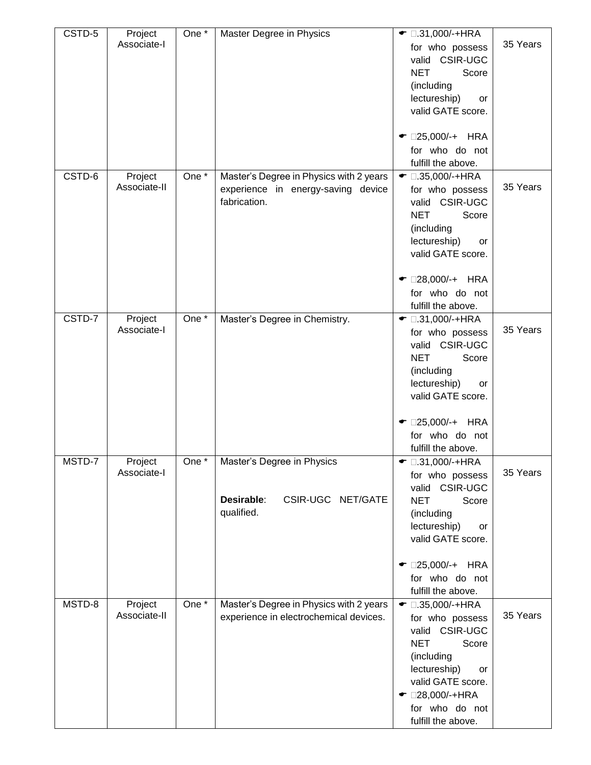| CSTD-5 | Project Associate-I | One * | Master Degree in Physics | ☛ □.31,000/-+HRA for who possess valid CSIR-UGC NET Score (including lectureship) or valid GATE score.<br><br>☛ □25,000/-+ HRA for who do not fulfill the above. | 35 Years |
|---|---|---|---|---|---|
| CSTD-6 | Project Associate-II | One * | Master's Degree in Physics with 2 years experience in energy-saving device fabrication. | ☛ □.35,000/-+HRA for who possess valid CSIR-UGC NET Score (including lectureship) or valid GATE score.<br><br>☛ □28,000/-+ HRA for who do not fulfill the above. | 35 Years |
| CSTD-7 | Project Associate-I | One * | Master's Degree in Chemistry. | ☛ □.31,000/-+HRA for who possess valid CSIR-UGC NET Score (including lectureship) or valid GATE score.<br><br>☛ □25,000/-+ HRA for who do not fulfill the above. | 35 Years |
| MSTD-7 | Project Associate-I | One * | Master's Degree in Physics<br><br>**Desirable**: CSIR-UGC NET/GATE qualified. | ☛ □.31,000/-+HRA for who possess valid CSIR-UGC NET Score (including lectureship) or valid GATE score.<br><br>☛ □25,000/-+ HRA for who do not fulfill the above. | 35 Years |
| MSTD-8 | Project Associate-II | One * | Master's Degree in Physics with 2 years experience in electrochemical devices. | ☛ □.35,000/-+HRA for who possess valid CSIR-UGC NET Score (including lectureship) or valid GATE score.<br>☛ □28,000/-+HRA for who do not fulfill the above. | 35 Years |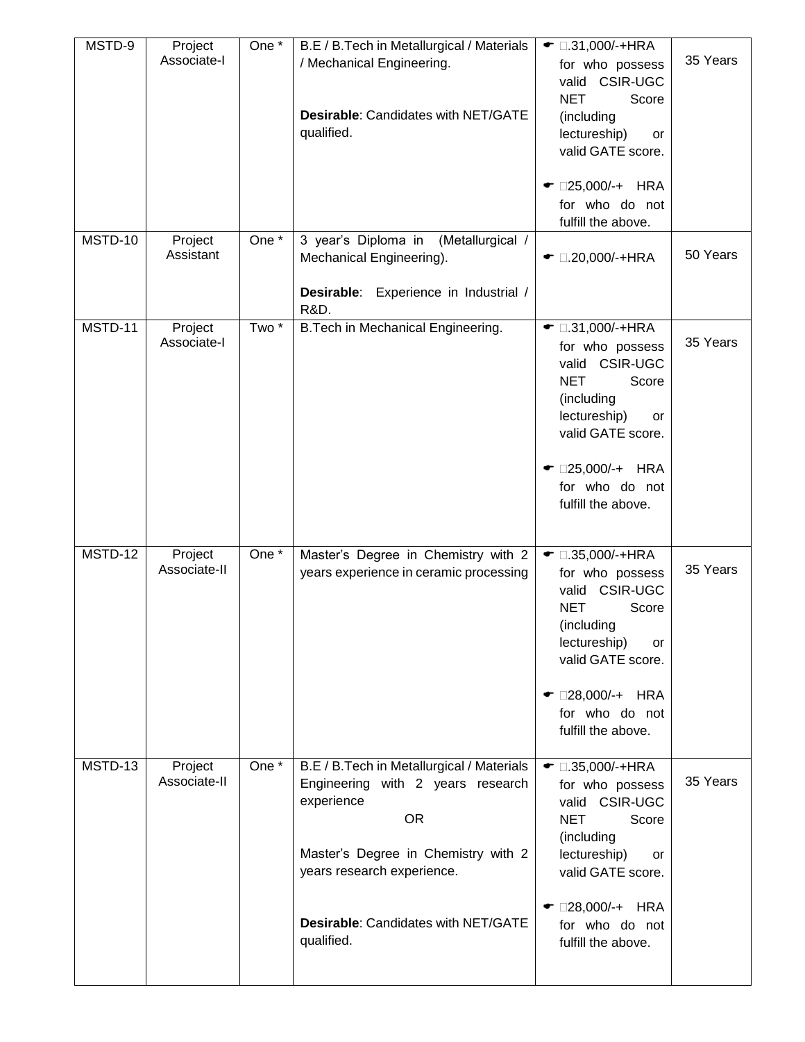| MSTD-9 | Project Associate-I | One * | B.E / B.Tech in Metallurgical / Materials / Mechanical Engineering.<br><br>**Desirable**: Candidates with NET/GATE qualified. | ☛ □.31,000/-+HRA for who possess valid CSIR-UGC NET Score (including lectureship) or valid GATE score.<br><br>☛ □25,000/-+ HRA for who do not fulfill the above. | 35 Years |
|---|---|---|---|---|---|
| MSTD-10 | Project Assistant | One * | 3 year's Diploma in (Metallurgical / Mechanical Engineering).<br><br>**Desirable**: Experience in Industrial / R&D. | ☛ □.20,000/-+HRA | 50 Years |
| MSTD-11 | Project Associate-I | Two * | B.Tech in Mechanical Engineering. | ☛ □.31,000/-+HRA for who possess valid CSIR-UGC NET Score (including lectureship) or valid GATE score.<br><br>☛ □25,000/-+ HRA for who do not fulfill the above. | 35 Years |
| MSTD-12 | Project Associate-II | One * | Master's Degree in Chemistry with 2 years experience in ceramic processing | ☛ □.35,000/-+HRA for who possess valid CSIR-UGC NET Score (including lectureship) or valid GATE score.<br><br>☛ □28,000/-+ HRA for who do not fulfill the above. | 35 Years |
| MSTD-13 | Project Associate-II | One * | B.E / B.Tech in Metallurgical / Materials Engineering with 2 years research experience<br>OR<br>Master's Degree in Chemistry with 2 years research experience.<br><br>**Desirable**: Candidates with NET/GATE qualified. | ☛ □.35,000/-+HRA for who possess valid CSIR-UGC NET Score (including lectureship) or valid GATE score.<br><br>☛ □28,000/-+ HRA for who do not fulfill the above. | 35 Years |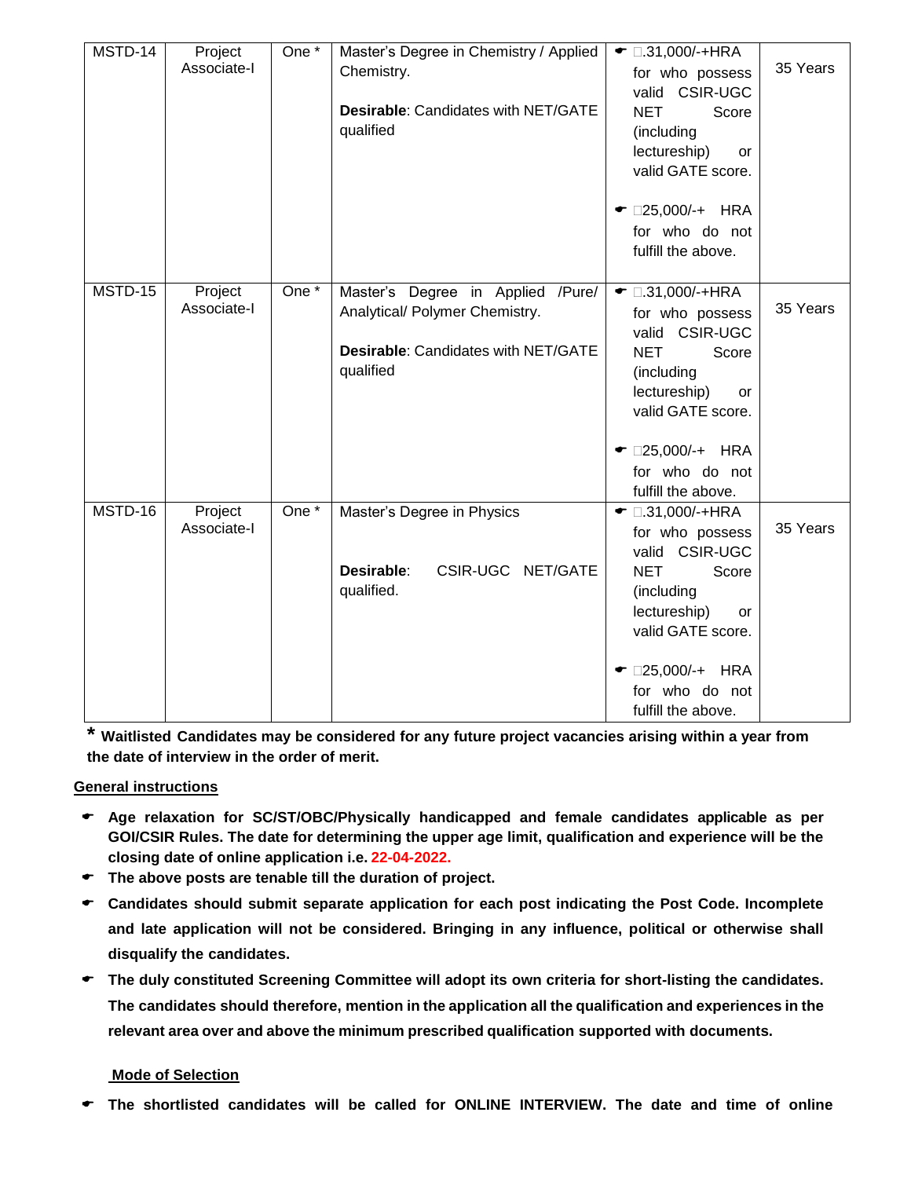| MSTD-14 | Project Associate-I | One * | Master's Degree in Chemistry / Applied Chemistry.<br><br>**Desirable**: Candidates with NET/GATE qualified | ☛ □.31,000/-+HRA for who possess valid CSIR-UGC NET Score (including lectureship) or valid GATE score.<br><br>☛ □25,000/-+ HRA for who do not fulfill the above. | 35 Years |
|---|---|---|---|---|---|
| MSTD-15 | Project Associate-I | One * | Master's Degree in Applied /Pure/ Analytical/ Polymer Chemistry.<br><br>**Desirable**: Candidates with NET/GATE qualified | ☛ □.31,000/-+HRA for who possess valid CSIR-UGC NET Score (including lectureship) or valid GATE score.<br><br>☛ □25,000/-+ HRA for who do not fulfill the above. | 35 Years |
| MSTD-16 | Project Associate-I | One * | Master's Degree in Physics<br><br>**Desirable**: CSIR-UGC NET/GATE qualified. | ☛ □.31,000/-+HRA for who possess valid CSIR-UGC NET Score (including lectureship) or valid GATE score.<br><br>☛ □25,000/-+ HRA for who do not fulfill the above. | 35 Years |

**\* Waitlisted Candidates may be considered for any future project vacancies arising within a year from the date of interview in the order of merit.**

**General instructions**

- **Age relaxation for SC/ST/OBC/Physically handicapped and female candidates applicable as per GOI/CSIR Rules. The date for determining the upper age limit, qualification and experience will be the closing date of online application i.e. 22-04-2022.**
- **The above posts are tenable till the duration of project.**
- **Candidates should submit separate application for each post indicating the Post Code. Incomplete and late application will not be considered. Bringing in any influence, political or otherwise shall disqualify the candidates.**
- **The duly constituted Screening Committee will adopt its own criteria for short-listing the candidates. The candidates should therefore, mention in the application all the qualification and experiences in the relevant area over and above the minimum prescribed qualification supported with documents.**

**Mode of Selection**

- **The shortlisted candidates will be called for ONLINE INTERVIEW. The date and time of online**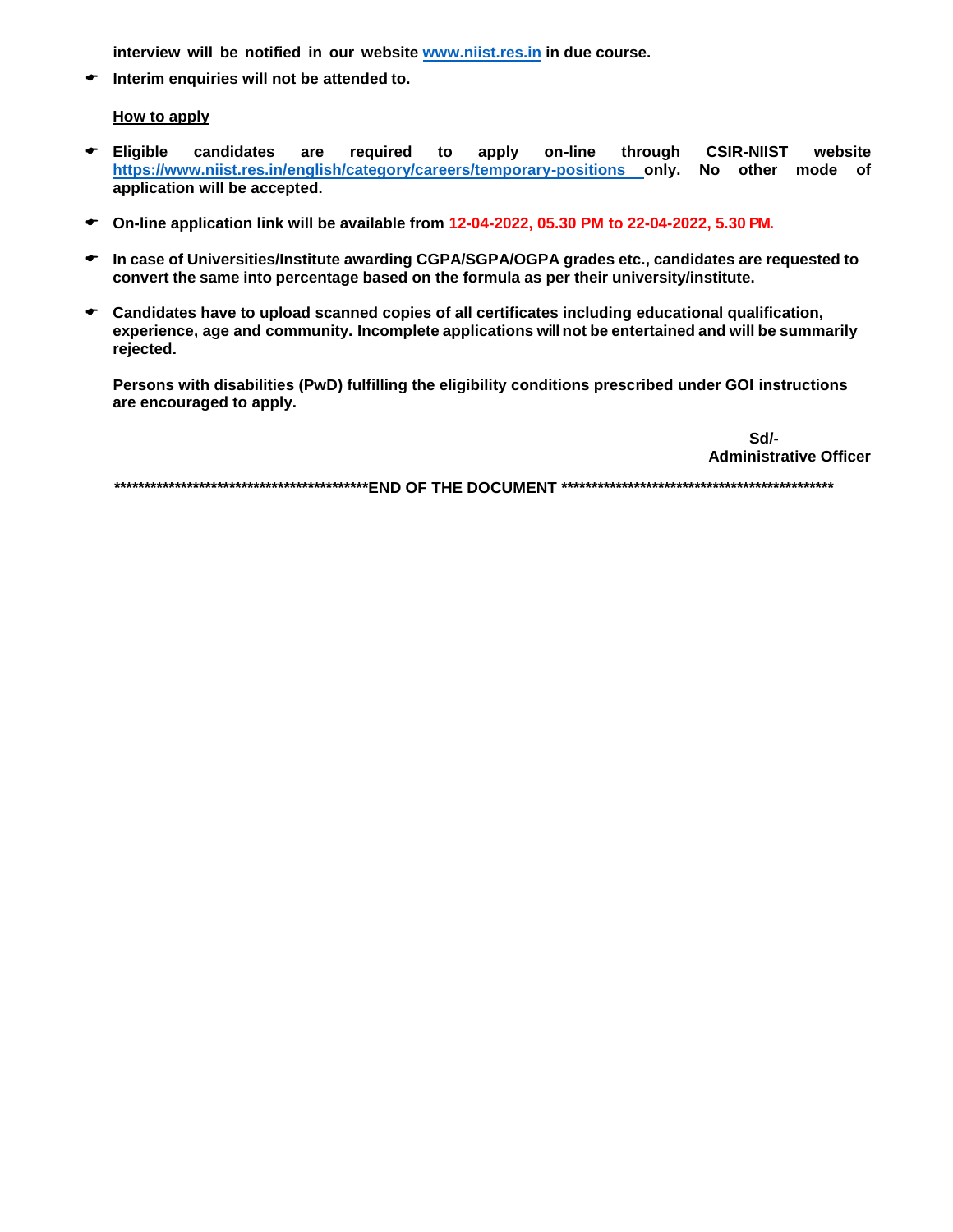**interview will be notified in our website www.niist.res.in in due course.**

- **Interim enquiries will not be attended to.**

**How to apply**

- **Eligible candidates are required to apply on-line through CSIR-NIIST website https://www.niist.res.in/english/category/careers/temporary-positions only. No other mode of application will be accepted.**

- **On-line application link will be available from 12-04-2022, 05.30 PM to 22-04-2022, 5.30 PM.**

- **In case of Universities/Institute awarding CGPA/SGPA/OGPA grades etc., candidates are requested to convert the same into percentage based on the formula as per their university/institute.**

- **Candidates have to upload scanned copies of all certificates including educational qualification, experience, age and community. Incomplete applications will not be entertained and will be summarily rejected.**

**Persons with disabilities (PwD) fulfilling the eligibility conditions prescribed under GOI instructions are encouraged to apply.**

**Sd/-**
**Administrative Officer**

**********************************************END OF THE DOCUMENT ***********************************************